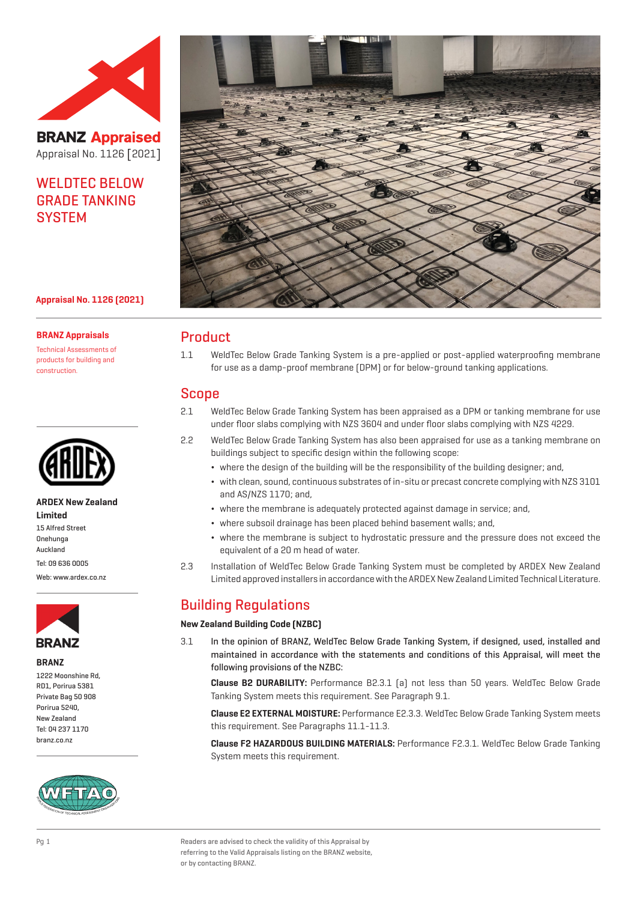# BRANZ Appraised

Appraisal No. 1126 [2021]

## WELDTEC BELOW GRADE TANKING SYSTEM

**Appraisal No. 1126 (2021)**

**BRANZ Appraisals**

Technical Assessments of products for building and construction.

**ARDEX New Zealand Limited**
15 Alfred Street
Onehunga
Auckland
Tel: 09 636 0005
Web: www.ardex.co.nz

**BRANZ**
1222 Moonshine Rd,
RD1, Porirua 5381
Private Bag 50 908
Porirua 5240,
New Zealand
Tel: 04 237 1170
branz.co.nz

## Product

1.1 WeldTec Below Grade Tanking System is a pre-applied or post-applied waterproofing membrane for use as a damp-proof membrane (DPM) or for below-ground tanking applications.

## Scope

2.1 WeldTec Below Grade Tanking System has been appraised as a DPM or tanking membrane for use under floor slabs complying with NZS 3604 and under floor slabs complying with NZS 4229.

2.2 WeldTec Below Grade Tanking System has also been appraised for use as a tanking membrane on buildings subject to specific design within the following scope:

- where the design of the building will be the responsibility of the building designer; and,
- with clean, sound, continuous substrates of in-situ or precast concrete complying with NZS 3101 and AS/NZS 1170; and,
- where the membrane is adequately protected against damage in service; and,
- where subsoil drainage has been placed behind basement walls; and,
- where the membrane is subject to hydrostatic pressure and the pressure does not exceed the equivalent of a 20 m head of water.

2.3 Installation of WeldTec Below Grade Tanking System must be completed by ARDEX New Zealand Limited approved installers in accordance with the ARDEX New Zealand Limited Technical Literature.

## Building Regulations

### New Zealand Building Code (NZBC)

3.1 **In the opinion of BRANZ, WeldTec Below Grade Tanking System, if designed, used, installed and maintained in accordance with the statements and conditions of this Appraisal, will meet the following provisions of the NZBC:**

**Clause B2 DURABILITY:** Performance B2.3.1 (a) not less than 50 years. WeldTec Below Grade Tanking System meets this requirement. See Paragraph 9.1.

**Clause E2 EXTERNAL MOISTURE:** Performance E2.3.3. WeldTec Below Grade Tanking System meets this requirement. See Paragraphs 11.1-11.3.

**Clause F2 HAZARDOUS BUILDING MATERIALS:** Performance F2.3.1. WeldTec Below Grade Tanking System meets this requirement.

Readers are advised to check the validity of this Appraisal by referring to the Valid Appraisals listing on the BRANZ website, or by contacting BRANZ.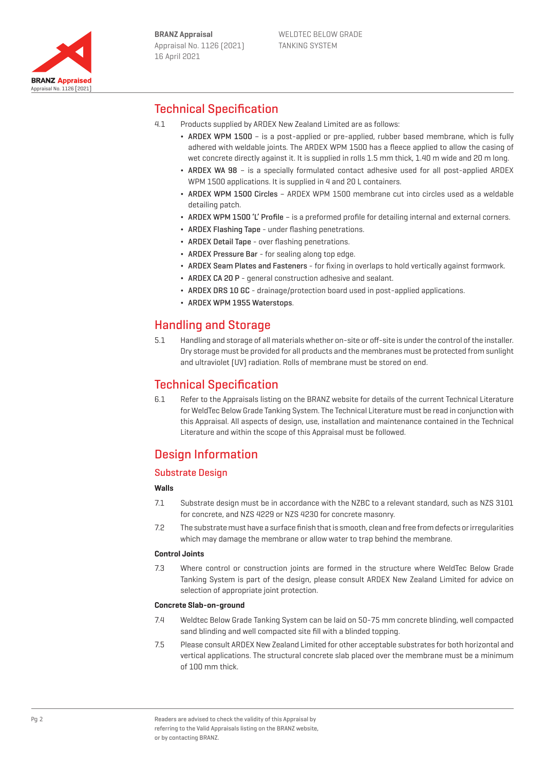## Technical Specification

4.1 Products supplied by ARDEX New Zealand Limited are as follows:

- **ARDEX WPM 1500** – is a post-applied or pre-applied, rubber based membrane, which is fully adhered with weldable joints. The ARDEX WPM 1500 has a fleece applied to allow the casing of wet concrete directly against it. It is supplied in rolls 1.5 mm thick, 1.40 m wide and 20 m long.
- **ARDEX WA 98** – is a specially formulated contact adhesive used for all post-applied ARDEX WPM 1500 applications. It is supplied in 4 and 20 L containers.
- **ARDEX WPM 1500 Circles** – ARDEX WPM 1500 membrane cut into circles used as a weldable detailing patch.
- **ARDEX WPM 1500 'L' Profile** – is a preformed profile for detailing internal and external corners.
- **ARDEX Flashing Tape** - under flashing penetrations.
- **ARDEX Detail Tape** - over flashing penetrations.
- **ARDEX Pressure Bar** - for sealing along top edge.
- **ARDEX Seam Plates and Fasteners** - for fixing in overlaps to hold vertically against formwork.
- **ARDEX CA 20 P** - general construction adhesive and sealant.
- **ARDEX DRS 10 GC** - drainage/protection board used in post-applied applications.
- **ARDEX WPM 1955 Waterstops**.

## Handling and Storage

5.1 Handling and storage of all materials whether on-site or off-site is under the control of the installer. Dry storage must be provided for all products and the membranes must be protected from sunlight and ultraviolet (UV) radiation. Rolls of membrane must be stored on end.

## Technical Specification

6.1 Refer to the Appraisals listing on the BRANZ website for details of the current Technical Literature for WeldTec Below Grade Tanking System. The Technical Literature must be read in conjunction with this Appraisal. All aspects of design, use, installation and maintenance contained in the Technical Literature and within the scope of this Appraisal must be followed.

## Design Information

### Substrate Design

**Walls**

7.1 Substrate design must be in accordance with the NZBC to a relevant standard, such as NZS 3101 for concrete, and NZS 4229 or NZS 4230 for concrete masonry.

7.2 The substrate must have a surface finish that is smooth, clean and free from defects or irregularities which may damage the membrane or allow water to trap behind the membrane.

**Control Joints**

7.3 Where control or construction joints are formed in the structure where WeldTec Below Grade Tanking System is part of the design, please consult ARDEX New Zealand Limited for advice on selection of appropriate joint protection.

**Concrete Slab-on-ground**

7.4 Weldtec Below Grade Tanking System can be laid on 50-75 mm concrete blinding, well compacted sand blinding and well compacted site fill with a blinded topping.

7.5 Please consult ARDEX New Zealand Limited for other acceptable substrates for both horizontal and vertical applications. The structural concrete slab placed over the membrane must be a minimum of 100 mm thick.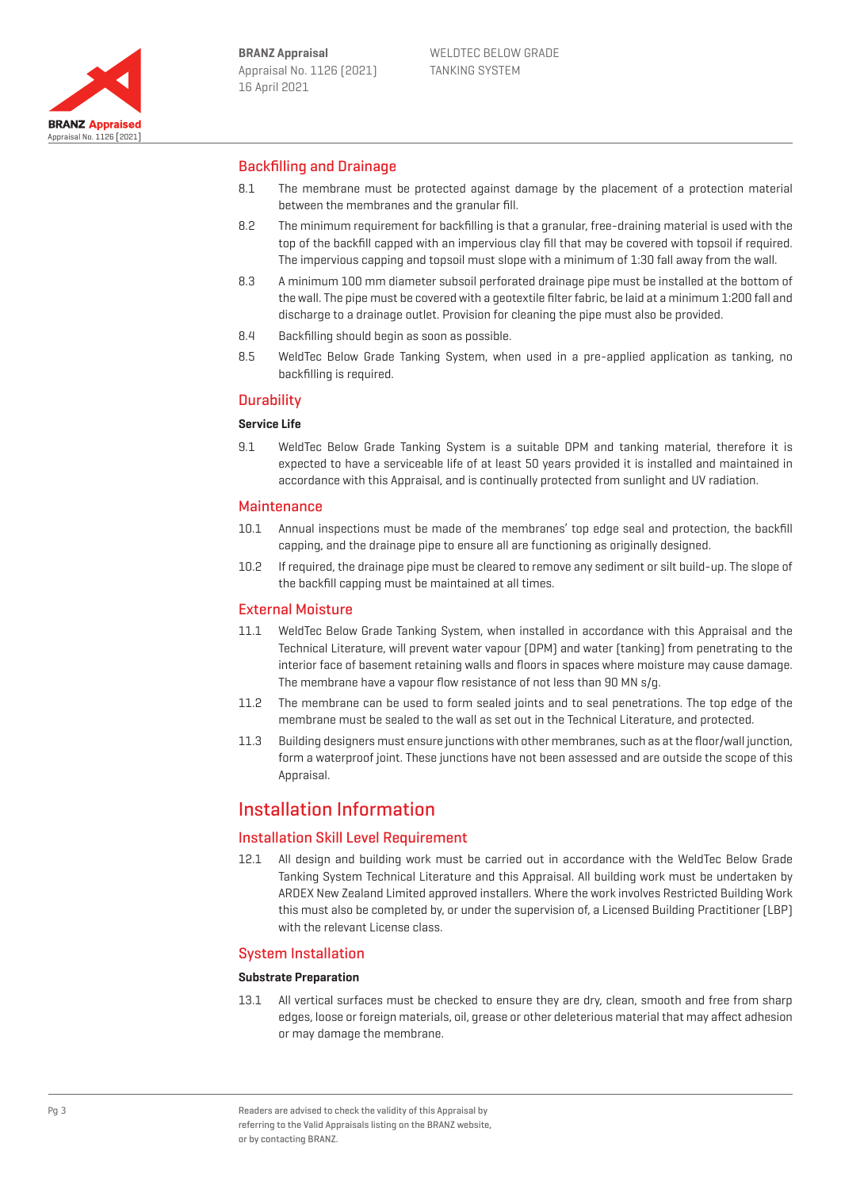## Backfilling and Drainage

8.1 The membrane must be protected against damage by the placement of a protection material between the membranes and the granular fill.

8.2 The minimum requirement for backfilling is that a granular, free-draining material is used with the top of the backfill capped with an impervious clay fill that may be covered with topsoil if required. The impervious capping and topsoil must slope with a minimum of 1:30 fall away from the wall.

8.3 A minimum 100 mm diameter subsoil perforated drainage pipe must be installed at the bottom of the wall. The pipe must be covered with a geotextile filter fabric, be laid at a minimum 1:200 fall and discharge to a drainage outlet. Provision for cleaning the pipe must also be provided.

8.4 Backfilling should begin as soon as possible.

8.5 WeldTec Below Grade Tanking System, when used in a pre-applied application as tanking, no backfilling is required.

## Durability

**Service Life**

9.1 WeldTec Below Grade Tanking System is a suitable DPM and tanking material, therefore it is expected to have a serviceable life of at least 50 years provided it is installed and maintained in accordance with this Appraisal, and is continually protected from sunlight and UV radiation.

## Maintenance

10.1 Annual inspections must be made of the membranes' top edge seal and protection, the backfill capping, and the drainage pipe to ensure all are functioning as originally designed.

10.2 If required, the drainage pipe must be cleared to remove any sediment or silt build-up. The slope of the backfill capping must be maintained at all times.

## External Moisture

11.1 WeldTec Below Grade Tanking System, when installed in accordance with this Appraisal and the Technical Literature, will prevent water vapour (DPM) and water (tanking) from penetrating to the interior face of basement retaining walls and floors in spaces where moisture may cause damage. The membrane have a vapour flow resistance of not less than 90 MN s/g.

11.2 The membrane can be used to form sealed joints and to seal penetrations. The top edge of the membrane must be sealed to the wall as set out in the Technical Literature, and protected.

11.3 Building designers must ensure junctions with other membranes, such as at the floor/wall junction, form a waterproof joint. These junctions have not been assessed and are outside the scope of this Appraisal.

# Installation Information

## Installation Skill Level Requirement

12.1 All design and building work must be carried out in accordance with the WeldTec Below Grade Tanking System Technical Literature and this Appraisal. All building work must be undertaken by ARDEX New Zealand Limited approved installers. Where the work involves Restricted Building Work this must also be completed by, or under the supervision of, a Licensed Building Practitioner (LBP) with the relevant License class.

## System Installation

**Substrate Preparation**

13.1 All vertical surfaces must be checked to ensure they are dry, clean, smooth and free from sharp edges, loose or foreign materials, oil, grease or other deleterious material that may affect adhesion or may damage the membrane.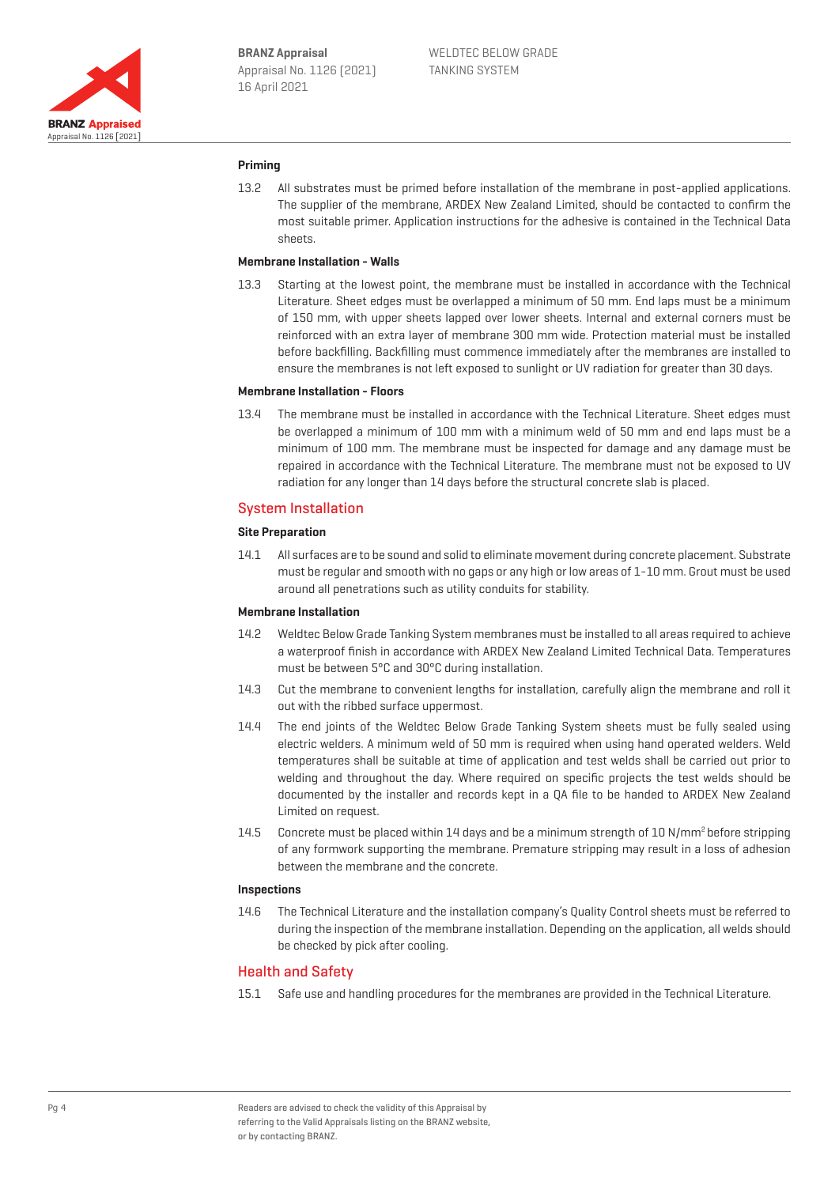### Priming

13.2 All substrates must be primed before installation of the membrane in post-applied applications. The supplier of the membrane, ARDEX New Zealand Limited, should be contacted to confirm the most suitable primer. Application instructions for the adhesive is contained in the Technical Data sheets.

### Membrane Installation - Walls

13.3 Starting at the lowest point, the membrane must be installed in accordance with the Technical Literature. Sheet edges must be overlapped a minimum of 50 mm. End laps must be a minimum of 150 mm, with upper sheets lapped over lower sheets. Internal and external corners must be reinforced with an extra layer of membrane 300 mm wide. Protection material must be installed before backfilling. Backfilling must commence immediately after the membranes are installed to ensure the membranes is not left exposed to sunlight or UV radiation for greater than 30 days.

### Membrane Installation - Floors

13.4 The membrane must be installed in accordance with the Technical Literature. Sheet edges must be overlapped a minimum of 100 mm with a minimum weld of 50 mm and end laps must be a minimum of 100 mm. The membrane must be inspected for damage and any damage must be repaired in accordance with the Technical Literature. The membrane must not be exposed to UV radiation for any longer than 14 days before the structural concrete slab is placed.

## System Installation

### Site Preparation

14.1 All surfaces are to be sound and solid to eliminate movement during concrete placement. Substrate must be regular and smooth with no gaps or any high or low areas of 1-10 mm. Grout must be used around all penetrations such as utility conduits for stability.

### Membrane Installation

14.2 Weldtec Below Grade Tanking System membranes must be installed to all areas required to achieve a waterproof finish in accordance with ARDEX New Zealand Limited Technical Data. Temperatures must be between 5°C and 30°C during installation.

14.3 Cut the membrane to convenient lengths for installation, carefully align the membrane and roll it out with the ribbed surface uppermost.

14.4 The end joints of the Weldtec Below Grade Tanking System sheets must be fully sealed using electric welders. A minimum weld of 50 mm is required when using hand operated welders. Weld temperatures shall be suitable at time of application and test welds shall be carried out prior to welding and throughout the day. Where required on specific projects the test welds should be documented by the installer and records kept in a QA file to be handed to ARDEX New Zealand Limited on request.

14.5 Concrete must be placed within 14 days and be a minimum strength of 10 $N/mm^2$ before stripping of any formwork supporting the membrane. Premature stripping may result in a loss of adhesion between the membrane and the concrete.

### Inspections

14.6 The Technical Literature and the installation company's Quality Control sheets must be referred to during the inspection of the membrane installation. Depending on the application, all welds should be checked by pick after cooling.

## Health and Safety

15.1 Safe use and handling procedures for the membranes are provided in the Technical Literature.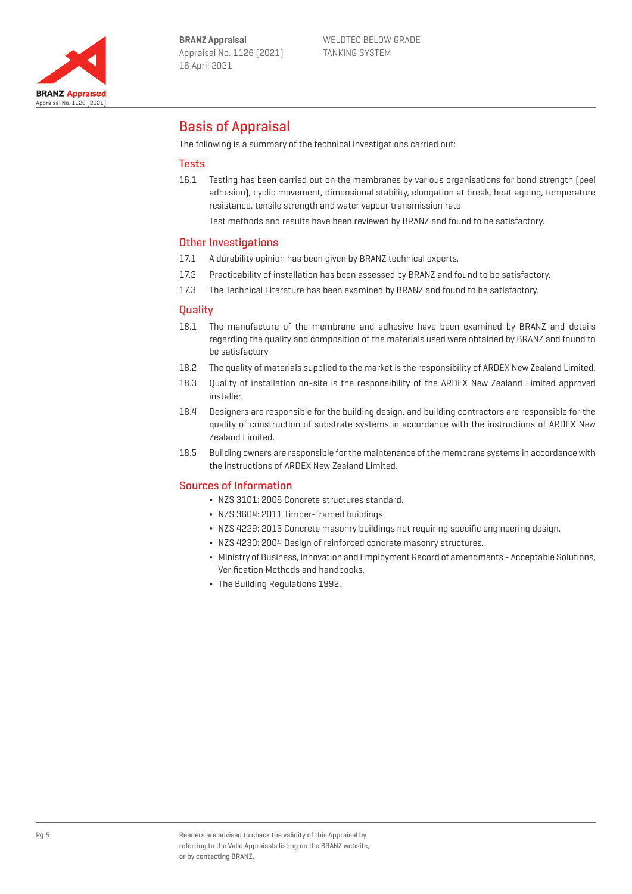## Basis of Appraisal

The following is a summary of the technical investigations carried out:

### Tests

16.1 Testing has been carried out on the membranes by various organisations for bond strength (peel adhesion), cyclic movement, dimensional stability, elongation at break, heat ageing, temperature resistance, tensile strength and water vapour transmission rate.

Test methods and results have been reviewed by BRANZ and found to be satisfactory.

### Other Investigations

17.1 A durability opinion has been given by BRANZ technical experts.

17.2 Practicability of installation has been assessed by BRANZ and found to be satisfactory.

17.3 The Technical Literature has been examined by BRANZ and found to be satisfactory.

### Quality

18.1 The manufacture of the membrane and adhesive have been examined by BRANZ and details regarding the quality and composition of the materials used were obtained by BRANZ and found to be satisfactory.

18.2 The quality of materials supplied to the market is the responsibility of ARDEX New Zealand Limited.

18.3 Quality of installation on-site is the responsibility of the ARDEX New Zealand Limited approved installer.

18.4 Designers are responsible for the building design, and building contractors are responsible for the quality of construction of substrate systems in accordance with the instructions of ARDEX New Zealand Limited.

18.5 Building owners are responsible for the maintenance of the membrane systems in accordance with the instructions of ARDEX New Zealand Limited.

### Sources of Information

- NZS 3101: 2006 Concrete structures standard.
- NZS 3604: 2011 Timber-framed buildings.
- NZS 4229: 2013 Concrete masonry buildings not requiring specific engineering design.
- NZS 4230: 2004 Design of reinforced concrete masonry structures.
- Ministry of Business, Innovation and Employment Record of amendments - Acceptable Solutions, Verification Methods and handbooks.
- The Building Regulations 1992.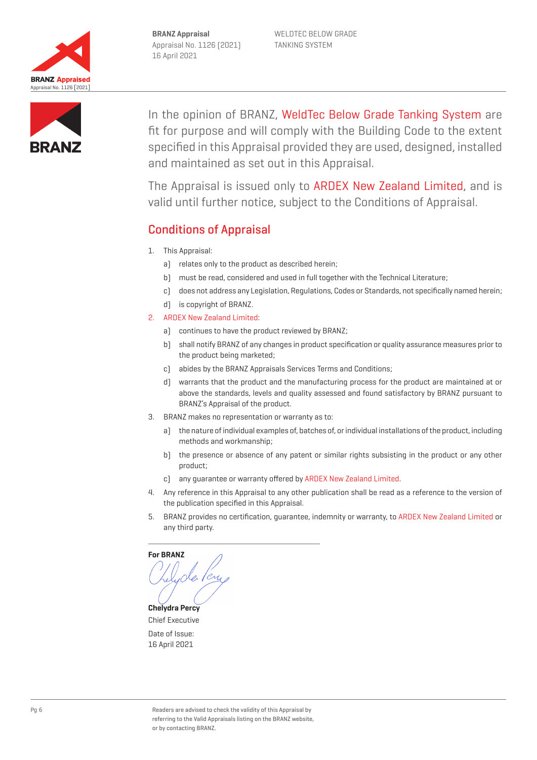In the opinion of BRANZ, WeldTec Below Grade Tanking System are fit for purpose and will comply with the Building Code to the extent specified in this Appraisal provided they are used, designed, installed and maintained as set out in this Appraisal.

The Appraisal is issued only to ARDEX New Zealand Limited, and is valid until further notice, subject to the Conditions of Appraisal.

## Conditions of Appraisal

1. This Appraisal:
   a) relates only to the product as described herein;
   b) must be read, considered and used in full together with the Technical Literature;
   c) does not address any Legislation, Regulations, Codes or Standards, not specifically named herein;
   d) is copyright of BRANZ.
2. ARDEX New Zealand Limited:
   a) continues to have the product reviewed by BRANZ;
   b) shall notify BRANZ of any changes in product specification or quality assurance measures prior to the product being marketed;
   c) abides by the BRANZ Appraisals Services Terms and Conditions;
   d) warrants that the product and the manufacturing process for the product are maintained at or above the standards, levels and quality assessed and found satisfactory by BRANZ pursuant to BRANZ's Appraisal of the product.
3. BRANZ makes no representation or warranty as to:
   a) the nature of individual examples of, batches of, or individual installations of the product, including methods and workmanship;
   b) the presence or absence of any patent or similar rights subsisting in the product or any other product;
   c) any guarantee or warranty offered by ARDEX New Zealand Limited.
4. Any reference in this Appraisal to any other publication shall be read as a reference to the version of the publication specified in this Appraisal.
5. BRANZ provides no certification, guarantee, indemnity or warranty, to ARDEX New Zealand Limited or any third party.

**For BRANZ**

**Chelydra Percy**
Chief Executive

Date of Issue:
16 April 2021

Readers are advised to check the validity of this Appraisal by referring to the Valid Appraisals listing on the BRANZ website, or by contacting BRANZ.